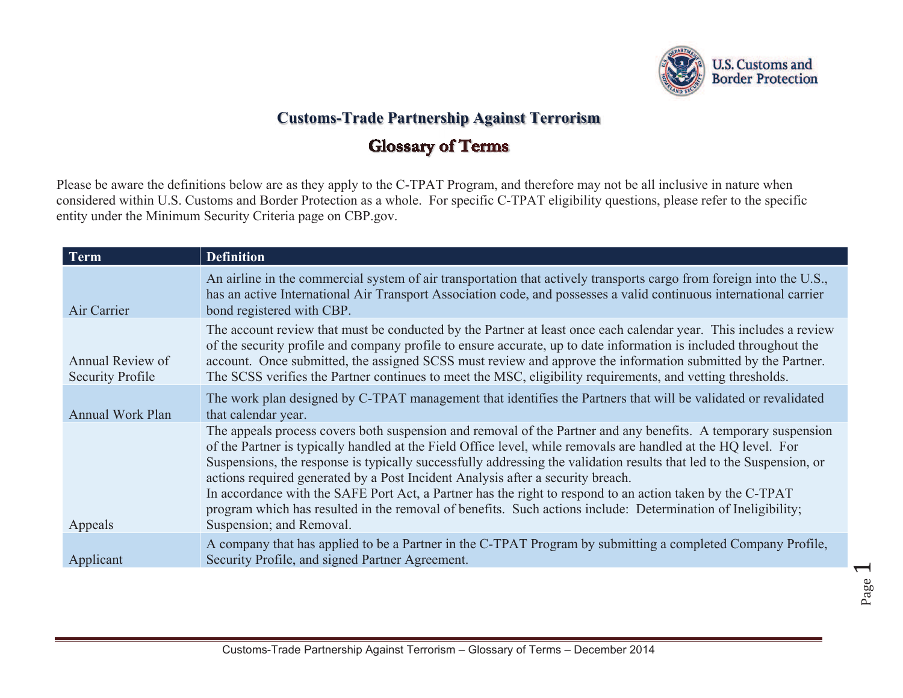# Customs-Trade Partnership Against Terrorism

## Glossary of Terms

Please be aware the definitions below are as they apply to the C-TPAT Program, and therefore may not be all inclusive in nature when considered within U.S. Customs and Border Protection as a whole. For specific C-TPAT eligibility questions, please refer to the specific entity under the Minimum Security Criteria page on CBP.gov.

| Term | Definition |
| --- | --- |
| Air Carrier | An airline in the commercial system of air transportation that actively transports cargo from foreign into the U.S., has an active International Air Transport Association code, and possesses a valid continuous international carrier bond registered with CBP. |
| Annual Review of Security Profile | The account review that must be conducted by the Partner at least once each calendar year. This includes a review of the security profile and company profile to ensure accurate, up to date information is included throughout the account. Once submitted, the assigned SCSS must review and approve the information submitted by the Partner. The SCSS verifies the Partner continues to meet the MSC, eligibility requirements, and vetting thresholds. |
| Annual Work Plan | The work plan designed by C-TPAT management that identifies the Partners that will be validated or revalidated that calendar year. |
| Appeals | The appeals process covers both suspension and removal of the Partner and any benefits. A temporary suspension of the Partner is typically handled at the Field Office level, while removals are handled at the HQ level. For Suspensions, the response is typically successfully addressing the validation results that led to the Suspension, or actions required generated by a Post Incident Analysis after a security breach.<br>In accordance with the SAFE Port Act, a Partner has the right to respond to an action taken by the C-TPAT program which has resulted in the removal of benefits. Such actions include: Determination of Ineligibility; Suspension; and Removal. |
| Applicant | A company that has applied to be a Partner in the C-TPAT Program by submitting a completed Company Profile, Security Profile, and signed Partner Agreement. |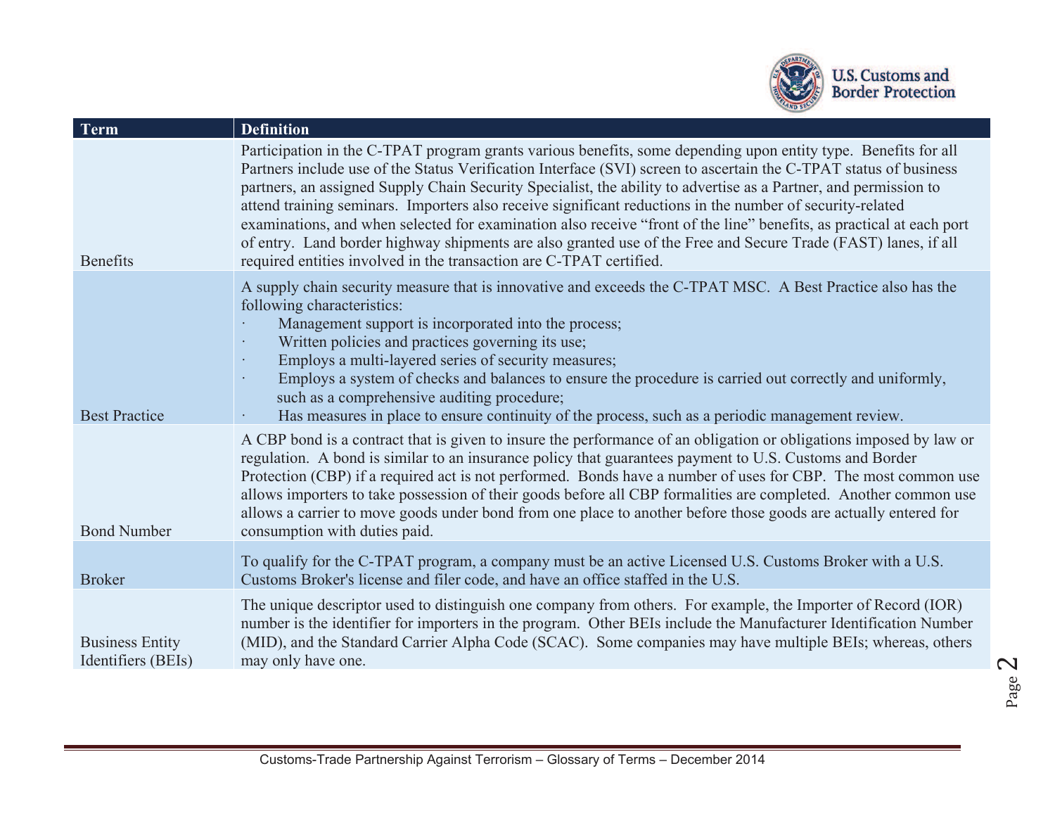| Term | Definition |
| --- | --- |
| Benefits | Participation in the C-TPAT program grants various benefits, some depending upon entity type. Benefits for all Partners include use of the Status Verification Interface (SVI) screen to ascertain the C-TPAT status of business partners, an assigned Supply Chain Security Specialist, the ability to advertise as a Partner, and permission to attend training seminars. Importers also receive significant reductions in the number of security-related examinations, and when selected for examination also receive "front of the line" benefits, as practical at each port of entry. Land border highway shipments are also granted use of the Free and Secure Trade (FAST) lanes, if all required entities involved in the transaction are C-TPAT certified. |
| Best Practice | A supply chain security measure that is innovative and exceeds the C-TPAT MSC. A Best Practice also has the following characteristics:<br>· Management support is incorporated into the process;<br>· Written policies and practices governing its use;<br>· Employs a multi-layered series of security measures;<br>· Employs a system of checks and balances to ensure the procedure is carried out correctly and uniformly, such as a comprehensive auditing procedure;<br>· Has measures in place to ensure continuity of the process, such as a periodic management review. |
| Bond Number | A CBP bond is a contract that is given to insure the performance of an obligation or obligations imposed by law or regulation. A bond is similar to an insurance policy that guarantees payment to U.S. Customs and Border Protection (CBP) if a required act is not performed. Bonds have a number of uses for CBP. The most common use allows importers to take possession of their goods before all CBP formalities are completed. Another common use allows a carrier to move goods under bond from one place to another before those goods are actually entered for consumption with duties paid. |
| Broker | To qualify for the C-TPAT program, a company must be an active Licensed U.S. Customs Broker with a U.S. Customs Broker's license and filer code, and have an office staffed in the U.S. |
| Business Entity Identifiers (BEIs) | The unique descriptor used to distinguish one company from others. For example, the Importer of Record (IOR) number is the identifier for importers in the program. Other BEIs include the Manufacturer Identification Number (MID), and the Standard Carrier Alpha Code (SCAC). Some companies may have multiple BEIs; whereas, others may only have one. |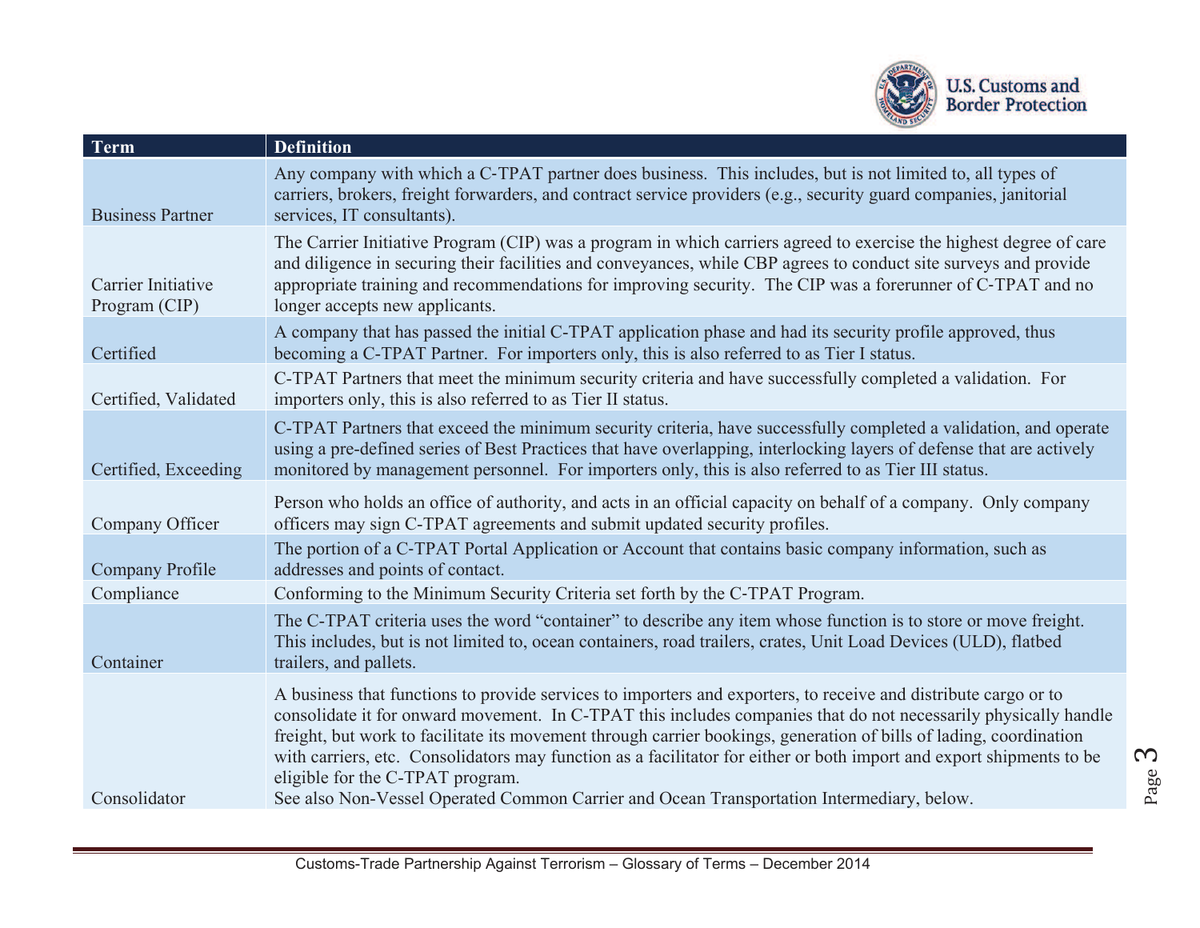| Term | Definition |
|---|---|
| Business Partner | Any company with which a C-TPAT partner does business. This includes, but is not limited to, all types of carriers, brokers, freight forwarders, and contract service providers (e.g., security guard companies, janitorial services, IT consultants). |
| Carrier Initiative Program (CIP) | The Carrier Initiative Program (CIP) was a program in which carriers agreed to exercise the highest degree of care and diligence in securing their facilities and conveyances, while CBP agrees to conduct site surveys and provide appropriate training and recommendations for improving security. The CIP was a forerunner of C-TPAT and no longer accepts new applicants. |
| Certified | A company that has passed the initial C-TPAT application phase and had its security profile approved, thus becoming a C-TPAT Partner. For importers only, this is also referred to as Tier I status. |
| Certified, Validated | C-TPAT Partners that meet the minimum security criteria and have successfully completed a validation. For importers only, this is also referred to as Tier II status. |
| Certified, Exceeding | C-TPAT Partners that exceed the minimum security criteria, have successfully completed a validation, and operate using a pre-defined series of Best Practices that have overlapping, interlocking layers of defense that are actively monitored by management personnel. For importers only, this is also referred to as Tier III status. |
| Company Officer | Person who holds an office of authority, and acts in an official capacity on behalf of a company. Only company officers may sign C-TPAT agreements and submit updated security profiles. |
| Company Profile | The portion of a C-TPAT Portal Application or Account that contains basic company information, such as addresses and points of contact. |
| Compliance | Conforming to the Minimum Security Criteria set forth by the C-TPAT Program. |
| Container | The C-TPAT criteria uses the word "container" to describe any item whose function is to store or move freight. This includes, but is not limited to, ocean containers, road trailers, crates, Unit Load Devices (ULD), flatbed trailers, and pallets. |
| Consolidator | A business that functions to provide services to importers and exporters, to receive and distribute cargo or to consolidate it for onward movement. In C-TPAT this includes companies that do not necessarily physically handle freight, but work to facilitate its movement through carrier bookings, generation of bills of lading, coordination with carriers, etc. Consolidators may function as a facilitator for either or both import and export shipments to be eligible for the C-TPAT program. See also Non-Vessel Operated Common Carrier and Ocean Transportation Intermediary, below. |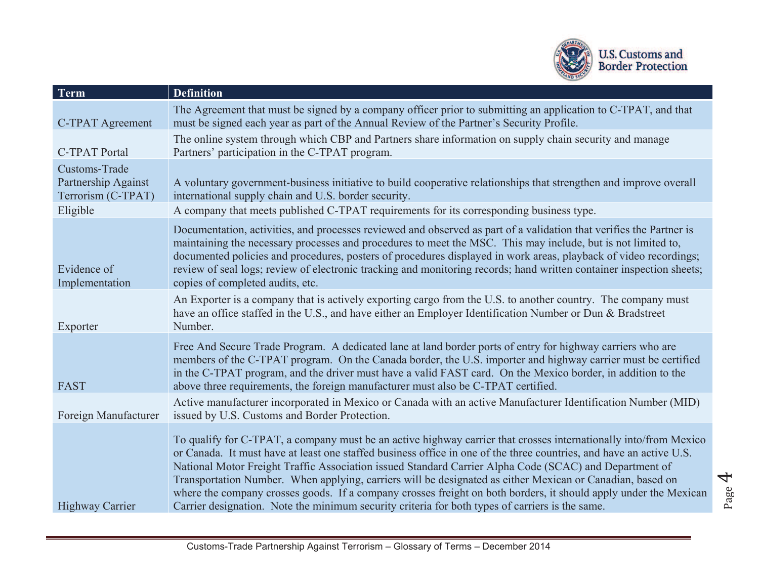| Term | Definition |
| --- | --- |
| C-TPAT Agreement | The Agreement that must be signed by a company officer prior to submitting an application to C-TPAT, and that must be signed each year as part of the Annual Review of the Partner's Security Profile. |
| C-TPAT Portal | The online system through which CBP and Partners share information on supply chain security and manage Partners' participation in the C-TPAT program. |
| Customs-Trade Partnership Against Terrorism (C-TPAT) | A voluntary government-business initiative to build cooperative relationships that strengthen and improve overall international supply chain and U.S. border security. |
| Eligible | A company that meets published C-TPAT requirements for its corresponding business type. |
| Evidence of Implementation | Documentation, activities, and processes reviewed and observed as part of a validation that verifies the Partner is maintaining the necessary processes and procedures to meet the MSC. This may include, but is not limited to, documented policies and procedures, posters of procedures displayed in work areas, playback of video recordings; review of seal logs; review of electronic tracking and monitoring records; hand written container inspection sheets; copies of completed audits, etc. |
| Exporter | An Exporter is a company that is actively exporting cargo from the U.S. to another country. The company must have an office staffed in the U.S., and have either an Employer Identification Number or Dun & Bradstreet Number. |
| FAST | Free And Secure Trade Program. A dedicated lane at land border ports of entry for highway carriers who are members of the C-TPAT program. On the Canada border, the U.S. importer and highway carrier must be certified in the C-TPAT program, and the driver must have a valid FAST card. On the Mexico border, in addition to the above three requirements, the foreign manufacturer must also be C-TPAT certified. |
| Foreign Manufacturer | Active manufacturer incorporated in Mexico or Canada with an active Manufacturer Identification Number (MID) issued by U.S. Customs and Border Protection. |
| Highway Carrier | To qualify for C-TPAT, a company must be an active highway carrier that crosses internationally into/from Mexico or Canada. It must have at least one staffed business office in one of the three countries, and have an active U.S. National Motor Freight Traffic Association issued Standard Carrier Alpha Code (SCAC) and Department of Transportation Number. When applying, carriers will be designated as either Mexican or Canadian, based on where the company crosses goods. If a company crosses freight on both borders, it should apply under the Mexican Carrier designation. Note the minimum security criteria for both types of carriers is the same. |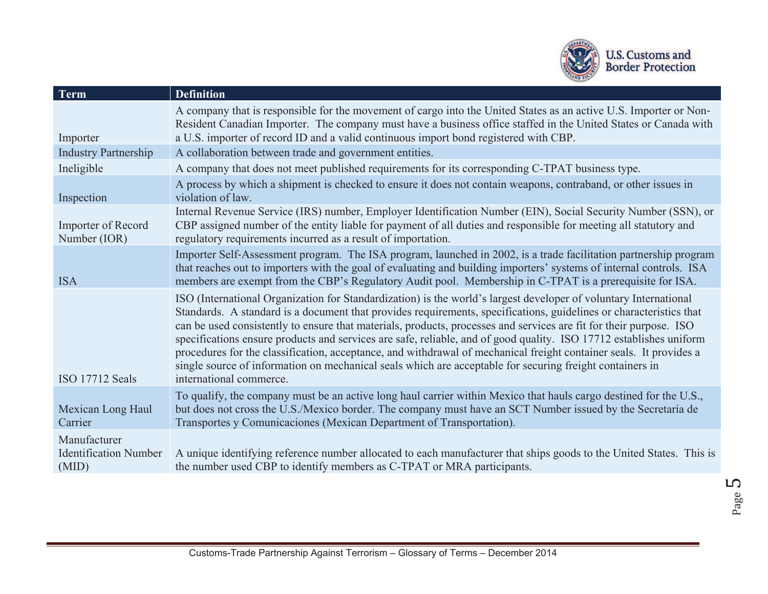| Term | Definition |
|---|---|
| Importer | A company that is responsible for the movement of cargo into the United States as an active U.S. Importer or Non-Resident Canadian Importer. The company must have a business office staffed in the United States or Canada with a U.S. importer of record ID and a valid continuous import bond registered with CBP. |
| Industry Partnership | A collaboration between trade and government entities. |
| Ineligible | A company that does not meet published requirements for its corresponding C-TPAT business type. |
| Inspection | A process by which a shipment is checked to ensure it does not contain weapons, contraband, or other issues in violation of law. |
| Importer of Record Number (IOR) | Internal Revenue Service (IRS) number, Employer Identification Number (EIN), Social Security Number (SSN), or CBP assigned number of the entity liable for payment of all duties and responsible for meeting all statutory and regulatory requirements incurred as a result of importation. |
| ISA | Importer Self-Assessment program. The ISA program, launched in 2002, is a trade facilitation partnership program that reaches out to importers with the goal of evaluating and building importers' systems of internal controls. ISA members are exempt from the CBP's Regulatory Audit pool. Membership in C-TPAT is a prerequisite for ISA. |
| ISO 17712 Seals | ISO (International Organization for Standardization) is the world's largest developer of voluntary International Standards. A standard is a document that provides requirements, specifications, guidelines or characteristics that can be used consistently to ensure that materials, products, processes and services are fit for their purpose. ISO specifications ensure products and services are safe, reliable, and of good quality. ISO 17712 establishes uniform procedures for the classification, acceptance, and withdrawal of mechanical freight container seals. It provides a single source of information on mechanical seals which are acceptable for securing freight containers in international commerce. |
| Mexican Long Haul Carrier | To qualify, the company must be an active long haul carrier within Mexico that hauls cargo destined for the U.S., but does not cross the U.S./Mexico border. The company must have an SCT Number issued by the Secretaría de Transportes y Comunicaciones (Mexican Department of Transportation). |
| Manufacturer Identification Number (MID) | A unique identifying reference number allocated to each manufacturer that ships goods to the United States. This is the number used CBP to identify members as C-TPAT or MRA participants. |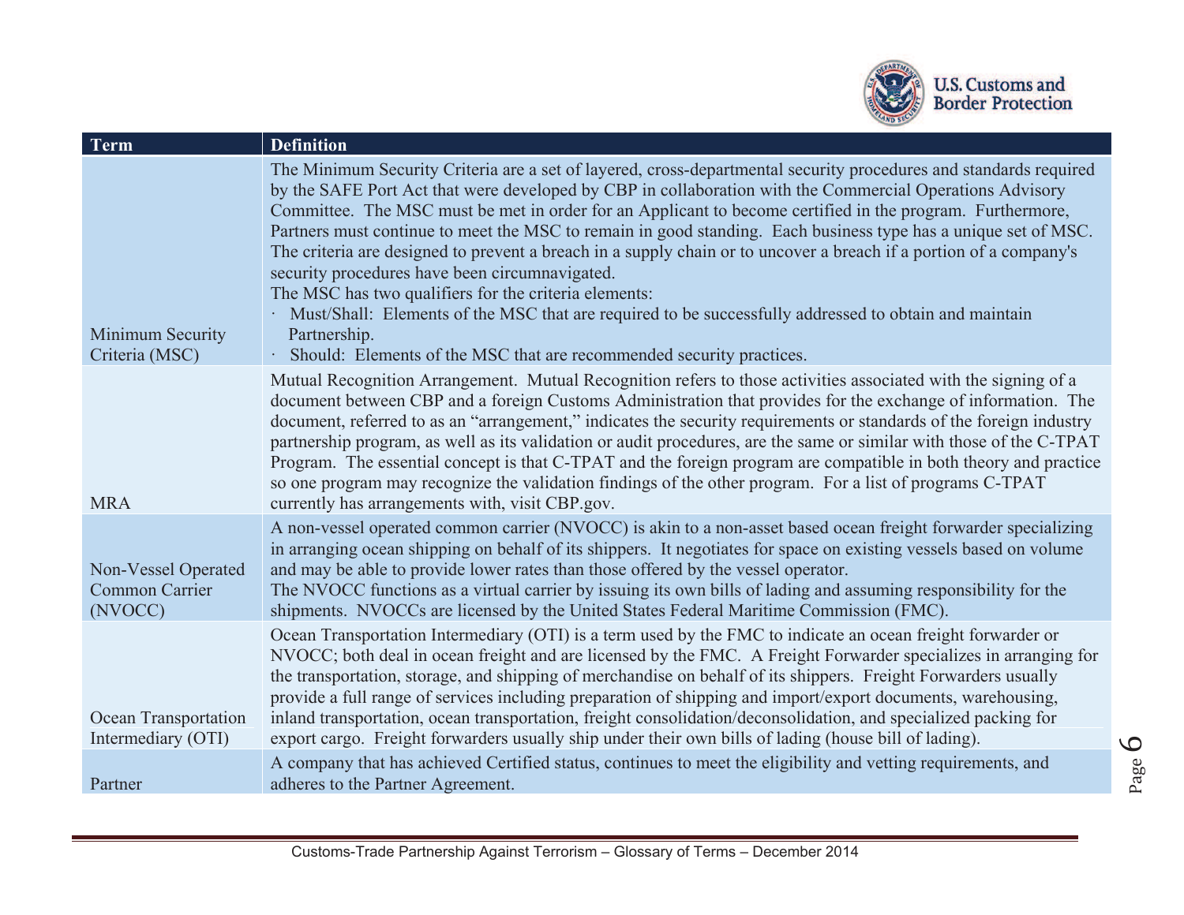| Term | Definition |
| --- | --- |
| Minimum Security Criteria (MSC) | The Minimum Security Criteria are a set of layered, cross-departmental security procedures and standards required by the SAFE Port Act that were developed by CBP in collaboration with the Commercial Operations Advisory Committee. The MSC must be met in order for an Applicant to become certified in the program. Furthermore, Partners must continue to meet the MSC to remain in good standing. Each business type has a unique set of MSC. The criteria are designed to prevent a breach in a supply chain or to uncover a breach if a portion of a company's security procedures have been circumnavigated.<br>The MSC has two qualifiers for the criteria elements:<br>· Must/Shall: Elements of the MSC that are required to be successfully addressed to obtain and maintain Partnership.<br>· Should: Elements of the MSC that are recommended security practices. |
| MRA | Mutual Recognition Arrangement. Mutual Recognition refers to those activities associated with the signing of a document between CBP and a foreign Customs Administration that provides for the exchange of information. The document, referred to as an "arrangement," indicates the security requirements or standards of the foreign industry partnership program, as well as its validation or audit procedures, are the same or similar with those of the C-TPAT Program. The essential concept is that C-TPAT and the foreign program are compatible in both theory and practice so one program may recognize the validation findings of the other program. For a list of programs C-TPAT currently has arrangements with, visit CBP.gov. |
| Non-Vessel Operated Common Carrier (NVOCC) | A non-vessel operated common carrier (NVOCC) is akin to a non-asset based ocean freight forwarder specializing in arranging ocean shipping on behalf of its shippers. It negotiates for space on existing vessels based on volume and may be able to provide lower rates than those offered by the vessel operator.<br>The NVOCC functions as a virtual carrier by issuing its own bills of lading and assuming responsibility for the shipments. NVOCCs are licensed by the United States Federal Maritime Commission (FMC). |
| Ocean Transportation Intermediary (OTI) | Ocean Transportation Intermediary (OTI) is a term used by the FMC to indicate an ocean freight forwarder or NVOCC; both deal in ocean freight and are licensed by the FMC. A Freight Forwarder specializes in arranging for the transportation, storage, and shipping of merchandise on behalf of its shippers. Freight Forwarders usually provide a full range of services including preparation of shipping and import/export documents, warehousing, inland transportation, ocean transportation, freight consolidation/deconsolidation, and specialized packing for export cargo. Freight forwarders usually ship under their own bills of lading (house bill of lading). |
| Partner | A company that has achieved Certified status, continues to meet the eligibility and vetting requirements, and adheres to the Partner Agreement. |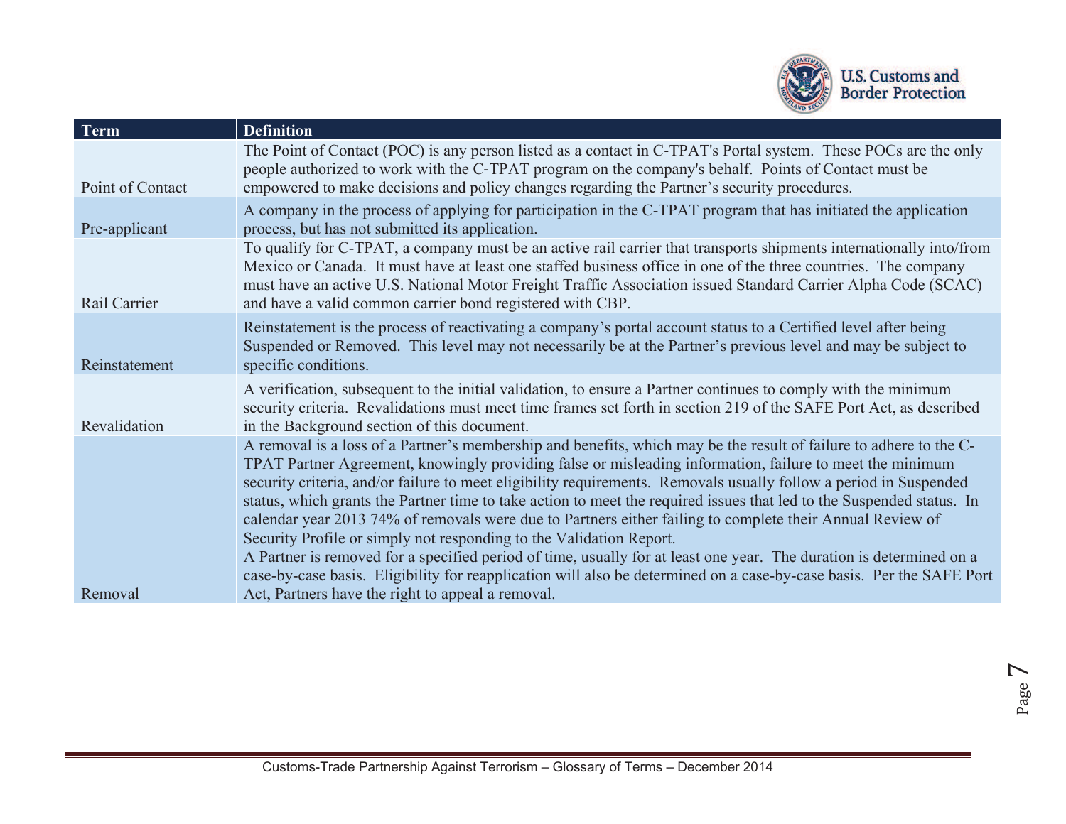| Term | Definition |
| --- | --- |
| Point of Contact | The Point of Contact (POC) is any person listed as a contact in C-TPAT's Portal system. These POCs are the only people authorized to work with the C-TPAT program on the company's behalf. Points of Contact must be empowered to make decisions and policy changes regarding the Partner's security procedures. |
| Pre-applicant | A company in the process of applying for participation in the C-TPAT program that has initiated the application process, but has not submitted its application. |
| Rail Carrier | To qualify for C-TPAT, a company must be an active rail carrier that transports shipments internationally into/from Mexico or Canada. It must have at least one staffed business office in one of the three countries. The company must have an active U.S. National Motor Freight Traffic Association issued Standard Carrier Alpha Code (SCAC) and have a valid common carrier bond registered with CBP. |
| Reinstatement | Reinstatement is the process of reactivating a company's portal account status to a Certified level after being Suspended or Removed. This level may not necessarily be at the Partner's previous level and may be subject to specific conditions. |
| Revalidation | A verification, subsequent to the initial validation, to ensure a Partner continues to comply with the minimum security criteria. Revalidations must meet time frames set forth in section 219 of the SAFE Port Act, as described in the Background section of this document. |
| Removal | A removal is a loss of a Partner's membership and benefits, which may be the result of failure to adhere to the C-TPAT Partner Agreement, knowingly providing false or misleading information, failure to meet the minimum security criteria, and/or failure to meet eligibility requirements. Removals usually follow a period in Suspended status, which grants the Partner time to take action to meet the required issues that led to the Suspended status. In calendar year 2013 74% of removals were due to Partners either failing to complete their Annual Review of Security Profile or simply not responding to the Validation Report.<br>A Partner is removed for a specified period of time, usually for at least one year. The duration is determined on a case-by-case basis. Eligibility for reapplication will also be determined on a case-by-case basis. Per the SAFE Port Act, Partners have the right to appeal a removal. |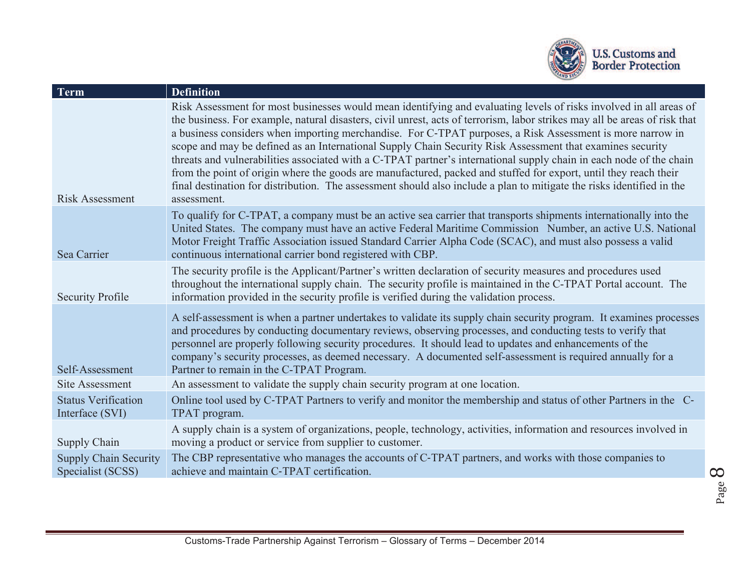| Term | Definition |
| --- | --- |
| Risk Assessment | Risk Assessment for most businesses would mean identifying and evaluating levels of risks involved in all areas of the business. For example, natural disasters, civil unrest, acts of terrorism, labor strikes may all be areas of risk that a business considers when importing merchandise. For C-TPAT purposes, a Risk Assessment is more narrow in scope and may be defined as an International Supply Chain Security Risk Assessment that examines security threats and vulnerabilities associated with a C-TPAT partner's international supply chain in each node of the chain from the point of origin where the goods are manufactured, packed and stuffed for export, until they reach their final destination for distribution. The assessment should also include a plan to mitigate the risks identified in the assessment. |
| Sea Carrier | To qualify for C-TPAT, a company must be an active sea carrier that transports shipments internationally into the United States. The company must have an active Federal Maritime Commission Number, an active U.S. National Motor Freight Traffic Association issued Standard Carrier Alpha Code (SCAC), and must also possess a valid continuous international carrier bond registered with CBP. |
| Security Profile | The security profile is the Applicant/Partner's written declaration of security measures and procedures used throughout the international supply chain. The security profile is maintained in the C-TPAT Portal account. The information provided in the security profile is verified during the validation process. |
| Self-Assessment | A self-assessment is when a partner undertakes to validate its supply chain security program. It examines processes and procedures by conducting documentary reviews, observing processes, and conducting tests to verify that personnel are properly following security procedures. It should lead to updates and enhancements of the company's security processes, as deemed necessary. A documented self-assessment is required annually for a Partner to remain in the C-TPAT Program. |
| Site Assessment | An assessment to validate the supply chain security program at one location. |
| Status Verification Interface (SVI) | Online tool used by C-TPAT Partners to verify and monitor the membership and status of other Partners in the C-TPAT program. |
| Supply Chain | A supply chain is a system of organizations, people, technology, activities, information and resources involved in moving a product or service from supplier to customer. |
| Supply Chain Security Specialist (SCSS) | The CBP representative who manages the accounts of C-TPAT partners, and works with those companies to achieve and maintain C-TPAT certification. |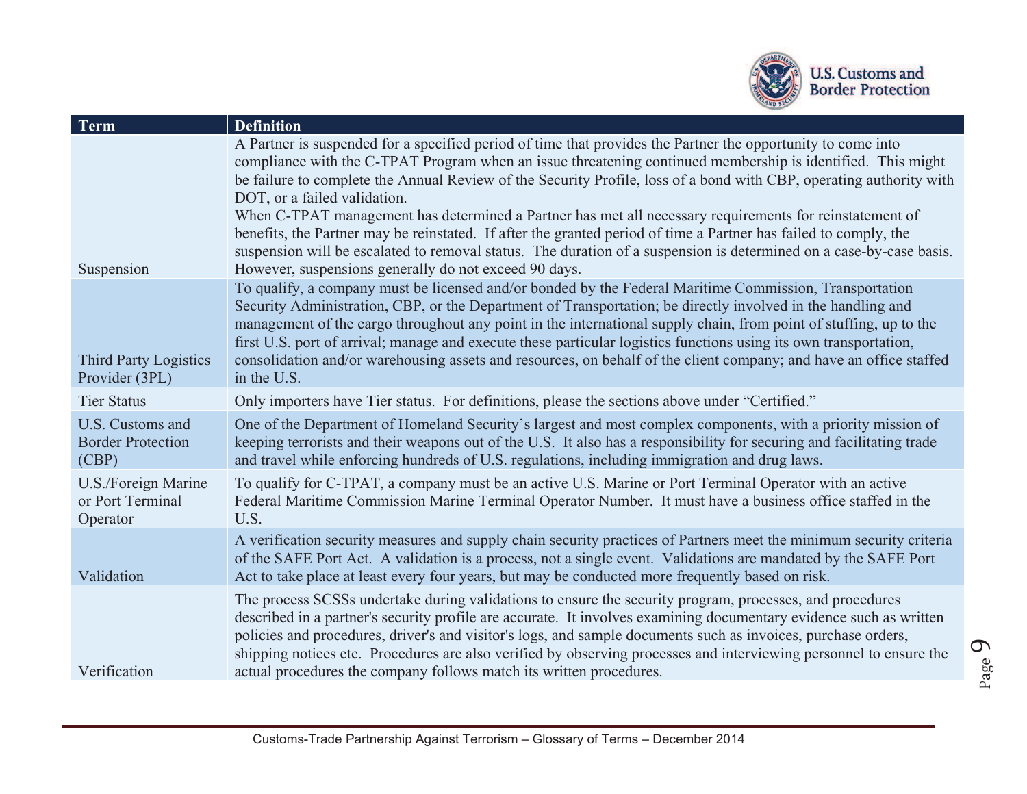| Term | Definition |
| --- | --- |
| Suspension | A Partner is suspended for a specified period of time that provides the Partner the opportunity to come into compliance with the C-TPAT Program when an issue threatening continued membership is identified. This might be failure to complete the Annual Review of the Security Profile, loss of a bond with CBP, operating authority with DOT, or a failed validation. When C-TPAT management has determined a Partner has met all necessary requirements for reinstatement of benefits, the Partner may be reinstated. If after the granted period of time a Partner has failed to comply, the suspension will be escalated to removal status. The duration of a suspension is determined on a case-by-case basis. However, suspensions generally do not exceed 90 days. |
| Third Party Logistics Provider (3PL) | To qualify, a company must be licensed and/or bonded by the Federal Maritime Commission, Transportation Security Administration, CBP, or the Department of Transportation; be directly involved in the handling and management of the cargo throughout any point in the international supply chain, from point of stuffing, up to the first U.S. port of arrival; manage and execute these particular logistics functions using its own transportation, consolidation and/or warehousing assets and resources, on behalf of the client company; and have an office staffed in the U.S. |
| Tier Status | Only importers have Tier status. For definitions, please the sections above under "Certified." |
| U.S. Customs and Border Protection (CBP) | One of the Department of Homeland Security's largest and most complex components, with a priority mission of keeping terrorists and their weapons out of the U.S. It also has a responsibility for securing and facilitating trade and travel while enforcing hundreds of U.S. regulations, including immigration and drug laws. |
| U.S./Foreign Marine or Port Terminal Operator | To qualify for C-TPAT, a company must be an active U.S. Marine or Port Terminal Operator with an active Federal Maritime Commission Marine Terminal Operator Number. It must have a business office staffed in the U.S. |
| Validation | A verification security measures and supply chain security practices of Partners meet the minimum security criteria of the SAFE Port Act. A validation is a process, not a single event. Validations are mandated by the SAFE Port Act to take place at least every four years, but may be conducted more frequently based on risk. |
| Verification | The process SCSSs undertake during validations to ensure the security program, processes, and procedures described in a partner's security profile are accurate. It involves examining documentary evidence such as written policies and procedures, driver's and visitor's logs, and sample documents such as invoices, purchase orders, shipping notices etc. Procedures are also verified by observing processes and interviewing personnel to ensure the actual procedures the company follows match its written procedures. |